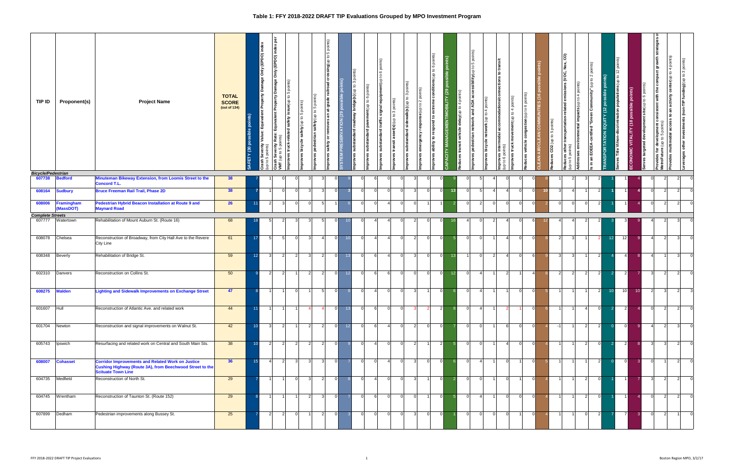# Table 1: FFY 2018-2022 DRAFT TIP Evaluations Grouped by MPO Investment Program

| TIP ID | Proponent(s) | Project Name | TOTAL SCORE (out of 134) | SAFETY (30 possible points) | Crash Severity Value: Equivalent Property Damage Only (EPDO) index (up to 5 points) | Crash Severity Rate: Equivalent Property Damage Only (EPDO) index per VMT (up to 5 points) | Improves truck-related safety issue (up to 5 points) | Improves bicycle safety (up to 5 points) | Improves pedestrian safety (up to 5 points) | Improves safety or removes an at-grade railroad crossing (up to 5 points) | SYSTEM PRESERVATION (29 possible points) | Improves substandard roadway bridge(s) (up to 3 points) | Improves substandard pavement (up to 6 points) | Improves substandard traffic signal equipment (up to 6 points) | Improves transit asset(s) (up to 3 points) | Improves substandard sidewalk(s) (up to 3 points) | Improves emergency response (up to 2 points) | Improves ability to respond to extreme conditions (up to 6 points) | CAPACITY MANAGEMENT/MOBILITY (29 possible points) | Reduces transit vehicle delay (up to 4 points) | Improves pedestrian network and ADA accessibility (up to 5 points) | Improves bicycle network (up to 4 points) | Improves intermodal accommodations/connections to transit (up to 6 points) | Improves truck movement (up to 4 points) | Reduces vehicle congestion (up to 6 points) | CLEAN AIR/CLEAN COMMUNITIES (16 possible points) | Reduces CO2 (up to 5 points) | Reduces other transportation-related emissions (VOC, Nox, CO) (up to 5 points) | Addresses environmental impacts (up to 4 points) | Is in an EOEEA-certified "Green Community" (up to 2 points) | TRANSPORTATION EQUITY (12 possible points) | Serves Title VI/non-discrimination populations (up to 12 points) | ECONOMIC VITALITY (18 possible points) | Serves targeted development site (up to 6 points) | Provides for development consistent with the compact growth strategies of MetroFuture (up to 5 points) | Provides multimodal access to an activity center (up to 4 points) | Leverages other investments (non-TIP funding) (up to 3 points) |
|---|---|---|---|---|---|---|---|---|---|---|---|---|---|---|---|---|---|---|---|---|---|---|---|---|---|---|---|---|---|---|---|---|---|---|---|---|---|
| ***Bicycle/Pedestrian*** | | | | | | | | | | | | | | | | | | | | | | | | | | | | | | | | | | | | | |
| **607738** | **Bedford** | **Minuteman Bikeway Extension, from Loomis Street to the Concord T.L.** | 38 | 7 | 1 | 0 | 0 | 3 | 3 | 0 | 9 | 0 | 6 | 0 | 0 | 3 | 0 | 0 | 9 | 0 | 5 | 4 | 0 | 0 | 0 | 8 | 1 | 2 | 3 | 2 | 1 | 1 | 4 | 0 | 2 | 2 | 0 |
| **608164** | **Sudbury** | **Bruce Freeman Rail Trail, Phase 2D** | 38 | 7 | 1 | 0 | 0 | 3 | 3 | 0 | 3 | 0 | 0 | 0 | 0 | 3 | 0 | 0 | 13 | 0 | 5 | 4 | 4 | 0 | 0 | 10 | 3 | 4 | 1 | 2 | 1 | 1 | 4 | 0 | 2 | 2 | 0 |
| **608006** | **Framingham (MassDOT)** | **Pedestrian Hybrid Beacon Installation at Route 9 and Maynard Road** | 26 | 11 | 2 | 3 | 0 | 0 | 5 | 1 | 6 | 0 | 0 | 4 | 0 | 0 | 1 | 1 | 2 | 0 | 2 | 0 | 0 | 0 | 0 | 2 | 0 | 0 | 0 | 2 | 1 | 1 | 4 | 0 | 2 | 2 | 0 |
| ***Complete Streets*** | | | | | | | | | | | | | | | | | | | | | | | | | | | | | | | | | | | | | |
| 607777 | Watertown | Rehabilitation of Mount Auburn St. (Route 16) | 68 | 18 | 5 | 2 | 3 | 3 | 5 | 0 | 10 | 0 | 4 | 4 | 0 | 2 | 0 | 0 | 16 | 4 | 0 | 2 | 4 | 0 | 6 | 12 | 4 | 4 | 2 | 2 | 3 | 3 | 9 | 4 | 2 | 3 | 0 |
| 608078 | Chelsea | Reconstruction of Broadway, from City Hall Ave to the Revere City Line | 61 | 17 | 5 | 5 | 0 | 3 | 4 | 0 | 10 | 0 | 4 | 4 | 0 | 2 | 0 | 0 | 5 | 0 | 0 | 1 | 4 | 0 | 0 | 8 | 2 | 3 | 1 | 2 | 12 | 12 | 9 | 4 | 2 | 3 | 0 |
| 608348 | Beverly | Rehabilitation of Bridge St. | 59 | 12 | 3 | 2 | 2 | 3 | 2 | 0 | 13 | 0 | 6 | 4 | 0 | 3 | 0 | 0 | 13 | 1 | 0 | 2 | 4 | 0 | 6 | 9 | 3 | 3 | 1 | 2 | 4 | 4 | 8 | 4 | 1 | 3 | 0 |
| 602310 | Danvers | Reconstruction on Collins St. | 50 | 9 | 2 | 2 | 1 | 2 | 2 | 0 | 12 | 0 | 6 | 6 | 0 | 0 | 0 | 0 | 12 | 0 | 4 | 1 | 2 | 1 | 4 | 8 | 2 | 2 | 2 | 2 | 2 | 2 | 7 | 3 | 2 | 2 | 0 |
| **608275** | **Malden** | **Lighting and Sidewalk Improvements on Exchange Street** | 47 | 8 | 1 | 1 | 0 | 1 | 5 | 0 | 8 | 0 | 4 | 0 | 0 | 3 | 1 | 0 | 6 | 0 | 4 | 1 | 1 | 0 | 0 | 5 | 1 | 1 | 1 | 2 | 10 | 10 | 10 | 2 | 3 | 2 | 3 |
| 601607 | Hull | Reconstruction of Atlantic Ave. and related work | 44 | 11 | 1 | 1 | 1 | 4 | 4 | 0 | 13 | 0 | 6 | 0 | 0 | 3 | 2 | 2 | 8 | 0 | 4 | 1 | 2 | 1 | 0 | 6 | 1 | 1 | 4 | 0 | 2 | 2 | 4 | 0 | 2 | 2 | 0 |
| 601704 | Newton | Reconstruction and signal improvements on Walnut St. | 42 | 10 | 3 | 2 | 1 | 2 | 2 | 0 | 12 | 0 | 6 | 4 | 0 | 2 | 0 | 0 | 7 | 0 | 0 | 1 | 6 | 0 | 0 | 4 | -1 | 1 | 2 | 2 | 0 | 0 | 9 | 4 | 2 | 3 | 0 |
| 605743 | Ipswich | Resurfacing and related work on Central and South Main Sts. | 38 | 10 | 2 | 2 | 2 | 2 | 2 | 0 | 9 | 0 | 4 | 0 | 0 | 2 | 1 | 2 | 5 | 0 | 0 | 1 | 4 | 0 | 0 | 4 | 1 | 1 | 2 | 0 | 2 | 2 | 8 | 3 | 3 | 2 | 0 |
| **608007** | **Cohasset** | **Corridor Improvements and Related Work on Justice Cushing Highway (Route 3A), from Beechwood Street to the Scituate Town Line** | 36 | 15 | 4 | 2 | 3 | 3 | 3 | 0 | 7 | 0 | 0 | 4 | 0 | 3 | 0 | 0 | 6 | 0 | 4 | 1 | 0 | 1 | 0 | 5 | 1 | 1 | 1 | 2 | 0 | 0 | 3 | 0 | 1 | 2 | 0 |
| 604735 | Medfield | Reconstruction of North St. | 29 | 7 | 1 | 1 | 0 | 3 | 2 | 0 | 8 | 0 | 4 | 0 | 0 | 3 | 1 | 0 | 2 | 0 | 0 | 1 | 0 | 1 | 0 | 4 | 1 | 1 | 2 | 0 | 1 | 1 | 7 | 3 | 2 | 2 | 0 |
| 604745 | Wrentham | Reconstruction of Taunton St. (Route 152) | 29 | 8 | 1 | 1 | 1 | 2 | 3 | 0 | 7 | 0 | 6 | 0 | 0 | 0 | 1 | 0 | 5 | 0 | 4 | 1 | 0 | 0 | 0 | 4 | 1 | 1 | 2 | 0 | 1 | 1 | 4 | 0 | 2 | 2 | 0 |
| 607899 | Dedham | Pedestrian improvements along Bussey St. | 25 | 7 | 2 | 2 | 0 | 1 | 2 | 0 | 3 | 0 | 0 | 0 | 0 | 3 | 0 | 0 | 1 | 0 | 0 | 0 | 0 | 1 | 0 | 4 | 1 | 1 | 0 | 2 | 7 | 7 | 3 | 0 | 2 | 1 | 0 |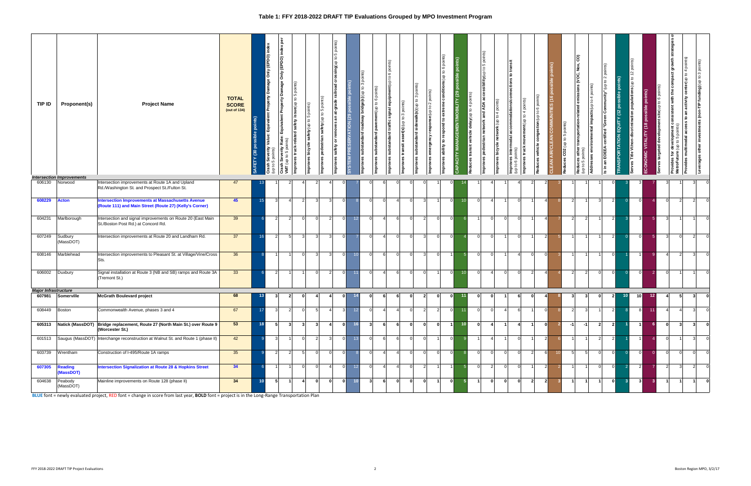# Table 1: FFY 2018-2022 DRAFT TIP Evaluations Grouped by MPO Investment Program

| TIP ID | Proponent(s) | Project Name | TOTAL SCORE (out of 134) | SAFETY (30 possible points) | Crash Severity Value: Equivalent Property Damage Only (EPDO) index (up to 5 points) | Crash Severity Rate: Equivalent Property Damage Only (EPDO) index per VMT (up to 5 points) | Improves truck-related safety issue (up to 5 points) | Improves bicycle safety (up to 5 points) | Improves pedestrian safety (up to 5 points) | Improves safety or removes an at-grade railroad crossing (up to 5 points) | SYSTEM PRESERVATION (29 possible points) | Improves substandard roadway bridge(s) (up to 3 points) | Improves substandard pavement (up to 6 points) | Improves substandard traffic signal equipment (up to 6 points) | Improves transit asset(s) (up to 3 points) | Improves substandard sidewalk(s) (up to 3 points) | Improves emergency response (up to 2 points) | Improves ability to respond to extreme conditions (up to 6 points) | CAPACITY MANAGEMENT/MOBILITY (29 possible points) | Reduces transit vehicle delay (up to 4 points) | Improves pedestrian network and ADA accessibility (up to 5 points) | Improves bicycle network (up to 4 points) | Improves intermodal accommodations/connections to transit (up to 6 points) | Improves truck movement (up to 4 points) | Reduces vehicle congestion (up to 6 points) | CLEAN AIR/CLEAN COMMUNITIES (16 possible points) | Reduces CO2 (up to 5 points) | Reduces other transportation-related emissions (VOC, Nox, CO) (up to 5 points) | Addresses environmental impacts (up to 4 points) | Is in an EOEEA-certified "Green Community" (up to 2 points) | TRANSPORTATION EQUITY (12 possible points) | Serves Title VI/non-discrimination populations (up to 12 points) | ECONOMIC VITALITY (18 possible points) | Serves targeted development site (up to 6 points) | Provides for development consistent with the compact growth strategies of MetroFuture (up to 5 points) | Provides multimodal access to an activity center (up to 4 points) | Leverages other investments (non-TIP funding) (up to 3 points) |
|---|---|---|---|---|---|---|---|---|---|---|---|---|---|---|---|---|---|---|---|---|---|---|---|---|---|---|---|---|---|---|---|---|---|---|---|---|---|---|
| ***Intersection Improvements*** | | | | | | | | | | | | | | | | | | | | | | | | | | | | | | | | | | | | | | |
| 606130 | Norwood | Intersection improvements at Route 1A and Upland Rd./Washington St. and Prospect St./Fulton St. | 47 | 13 | 1 | 2 | 4 | 2 | 4 | 0 | 7 | 0 | 6 | 0 | 0 | 0 | 1 | 0 | 14 | 1 | 4 | 1 | 4 | 2 | 2 | 3 | 1 | 1 | 1 | 0 | 3 | 3 | 7 | 3 | 1 | 3 | 0 |
| 608229 | Acton | Intersection Improvements at Massachusetts Avenue (Route 111) and Main Street (Route 27) (Kelly's Corner) | 45 | 15 | 3 | 4 | 2 | 3 | 3 | 0 | 8 | 0 | 0 | 4 | 0 | 3 | 1 | 0 | 10 | 0 | 4 | 1 | 0 | 1 | 4 | 8 | 2 | 1 | 3 | 2 | 0 | 0 | 4 | 0 | 2 | 2 | 0 |
| 604231 | Marlborough | Intersection and signal improvements on Route 20 (East Main St./Boston Post Rd.) at Concord Rd. | 39 | 6 | 2 | 2 | 0 | 0 | 2 | 0 | 12 | 0 | 4 | 6 | 0 | 2 | 0 | 0 | 6 | 1 | 0 | 0 | 0 | 1 | 4 | 7 | 2 | 2 | 1 | 2 | 3 | 3 | 5 | 3 | 1 | 1 | 0 |
| 607249 | Sudbury (MassDOT) | Intersection improvements at Route 20 and Landham Rd. | 37 | 16 | 2 | 5 | 3 | 3 | 3 | 0 | 7 | 0 | 4 | 0 | 0 | 3 | 0 | 0 | 4 | 0 | 0 | 1 | 0 | 1 | 2 | 5 | 1 | 1 | 1 | 2 | 0 | 0 | 5 | 3 | 0 | 2 | 0 |
| 608146 | Marblehead | Intersection improvements to Pleasant St. at Village/Vine/Cross Sts. | 36 | 8 | 1 | 1 | 0 | 3 | 3 | 0 | 10 | 0 | 6 | 0 | 0 | 3 | 0 | 1 | 5 | 0 | 0 | 1 | 4 | 0 | 0 | 3 | 1 | 1 | 1 | 0 | 1 | 1 | 9 | 4 | 2 | 3 | 0 |
| 606002 | Duxbury | Signal installation at Route 3 (NB and SB) ramps and Route 3A (Tremont St.) | 33 | 6 | 2 | 1 | 1 | 0 | 2 | 0 | 11 | 0 | 4 | 6 | 0 | 0 | 1 | 0 | 10 | 0 | 4 | 0 | 0 | 2 | 4 | 4 | 2 | 2 | 0 | 0 | 0 | 0 | 2 | 0 | 1 | 1 | 0 |
| ***Major Infrastructure*** | | | | | | | | | | | | | | | | | | | | | | | | | | | | | | | | | | | | | | |
| **607981** | **Somerville** | **McGrath Boulevard project** | **68** | **13** | **3** | **2** | **0** | **4** | **4** | **0** | **14** | **0** | **6** | **6** | **0** | **2** | **0** | **0** | **11** | **0** | **0** | **1** | **6** | **0** | **4** | **8** | **3** | **3** | **0** | **2** | **10** | **10** | **12** | **4** | **5** | **3** | **0** |
| 608449 | Boston | Commonwealth Avenue, phases 3 and 4 | 67 | 17 | 3 | 2 | 0 | 5 | 4 | 3 | 12 | 0 | 4 | 4 | 0 | 2 | 2 | 0 | 11 | 0 | 0 | 4 | 6 | 1 | 0 | 8 | 2 | 3 | 1 | 2 | 8 | 8 | 11 | 4 | 4 | 3 | 0 |
| **605313** | **Natick (MassDOT)** | **Bridge replacement, Route 27 (North Main St.) over Route 9 (Worcester St.)** | **53** | **18** | **5** | **3** | **3** | **3** | **4** | **0** | **16** | **3** | **6** | **6** | **0** | **0** | **0** | **1** | **10** | **0** | **4** | **1** | **4** | **1** | **0** | **2** | **-1** | **-1** | **2** | **2** | **1** | **1** | **6** | **0** | **3** | **3** | **0** |
| 601513 | Saugus (MassDOT) | Interchange reconstruction at Walnut St. and Route 1 (phase II) | 42 | 9 | 3 | 1 | 0 | 2 | 3 | 0 | 13 | 0 | 6 | 6 | 0 | 0 | 1 | 0 | 9 | 1 | 4 | 1 | 0 | 1 | 2 | 6 | 1 | 1 | 2 | 2 | 1 | 1 | 4 | 0 | 1 | 3 | 0 |
| 603739 | Wrentham | Construction of I-495/Route 1A ramps | 35 | 9 | 2 | 2 | 5 | 0 | 0 | 0 | 8 | 0 | 4 | 4 | 0 | 0 | 0 | 0 | 8 | 0 | 0 | 0 | 0 | 2 | 6 | 10 | 5 | 5 | 0 | 0 | 0 | 0 | 0 | 0 | 0 | 0 | 0 |
| 607305 | Reading (MassDOT) | Intersection Signalization at Route 28 & Hopkins Street | 34 | 6 | 1 | 1 | 0 | 0 | 4 | 0 | 12 | 0 | 4 | 4 | 0 | 2 | 1 | 1 | 5 | 0 | 2 | 0 | 0 | 1 | 2 | 2 | 1 | 1 | 0 | 0 | 2 | 2 | 7 | 2 | 3 | 2 | 0 |
| **604638** | Peabody (MassDOT) | Mainline improvements on Route 128 (phase II) | **34** | **10** | **5** | **1** | **4** | **0** | **0** | **0** | **10** | **3** | **6** | **0** | **0** | **0** | **1** | **0** | **5** | **1** | **0** | **0** | **0** | **2** | **2** | **3** | **1** | **1** | **1** | **0** | **3** | **3** | **3** | **1** | **1** | **1** | **0** |

BLUE font = newly evaluated project, RED font = change in score from last year, **BOLD** font = project is in the Long-Range Transportation Plan